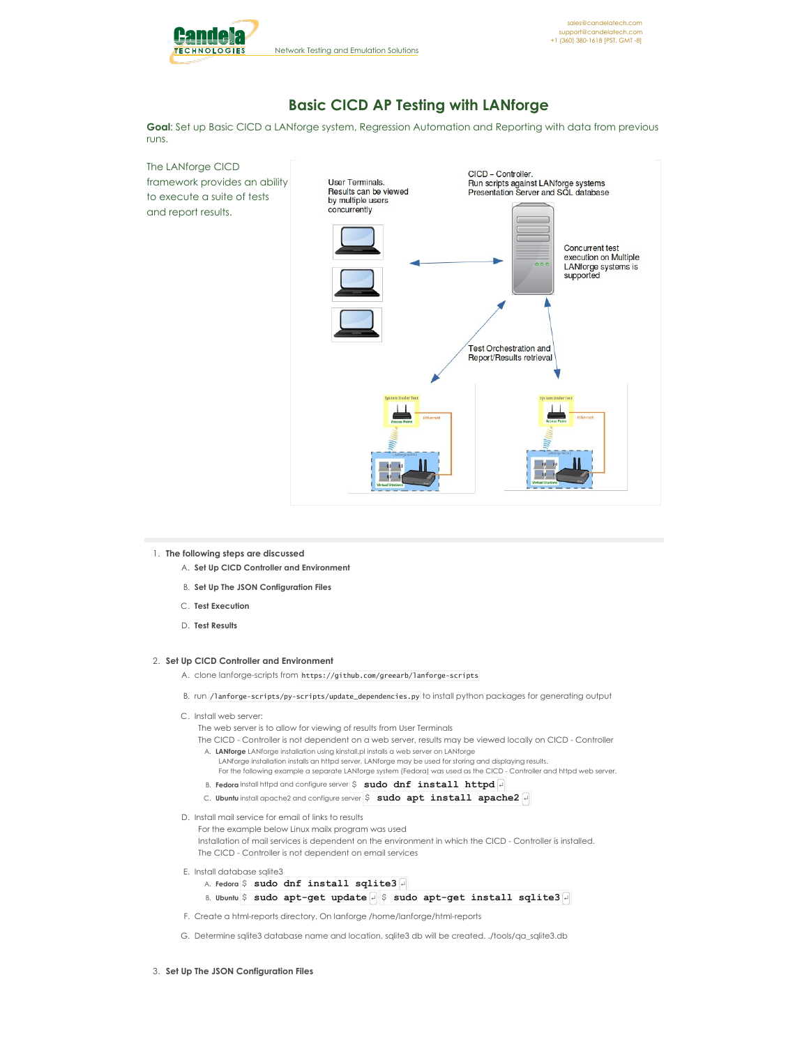# Basic CICD AP Testing with LANforge

**Goal**: Set up Basic CICD a LANforge system, Regression Automation and Reporting with data from previous runs.

The LANforge CICD framework provides an ability to execute a suite of tests and report results.

User Terminals. Results can be viewed by multiple users concurrently

CICD – Controller. Run scripts against LANforge systems Presentation Server and SQL database

Concurrent test execution on Multiple LANforge systems is supported

Test Orchestration and Report/Results retrieval

1. **The following steps are discussed**
    A. **Set Up CICD Controller and Environment**
    B. **Set Up The JSON Configuration Files**
    C. **Test Execution**
    D. **Test Results**

2. **Set Up CICD Controller and Environment**
    A. clone lanforge-scripts from `https://github.com/greearb/lanforge-scripts`
    B. run `/lanforge-scripts/py-scripts/update_dependencies.py` to install python packages for generating output
    C. Install web server:
       The web server is to allow for viewing of results from User Terminals
       The CICD - Controller is not dependent on a web server, results may be viewed locally on CICD - Controller
        A. **LANforge** LANforge installation using kinstall.pl installs a web server on LANforge
           LANforge installation installs an httpd server, LANforge may be used for storing and displaying results.
           For the following example a separate LANforge system (Fedora) was used as the CICD - Controller and httpd web server.
        B. **Fedora** install httpd and configure server `$ sudo dnf install httpd`
        C. **Ubuntu** install apache2 and configure server `$ sudo apt install apache2`
    D. Install mail service for email of links to results
       For the example below Linux mailx program was used
       Installation of mail services is dependent on the environment in which the CICD - Controller is installed.
       The CICD - Controller is not dependent on email services
    E. Install database sqlite3
        A. **Fedora** `$ sudo dnf install sqlite3`
        B. **Ubuntu** `$ sudo apt-get update` `$ sudo apt-get install sqlite3`
    F. Create a html-reports directory. On lanforge /home/lanforge/html-reports
    G. Determine sqlite3 database name and location, sqlite3 db will be created. ./tools/qa_sqlite3.db

3. **Set Up The JSON Configuration Files**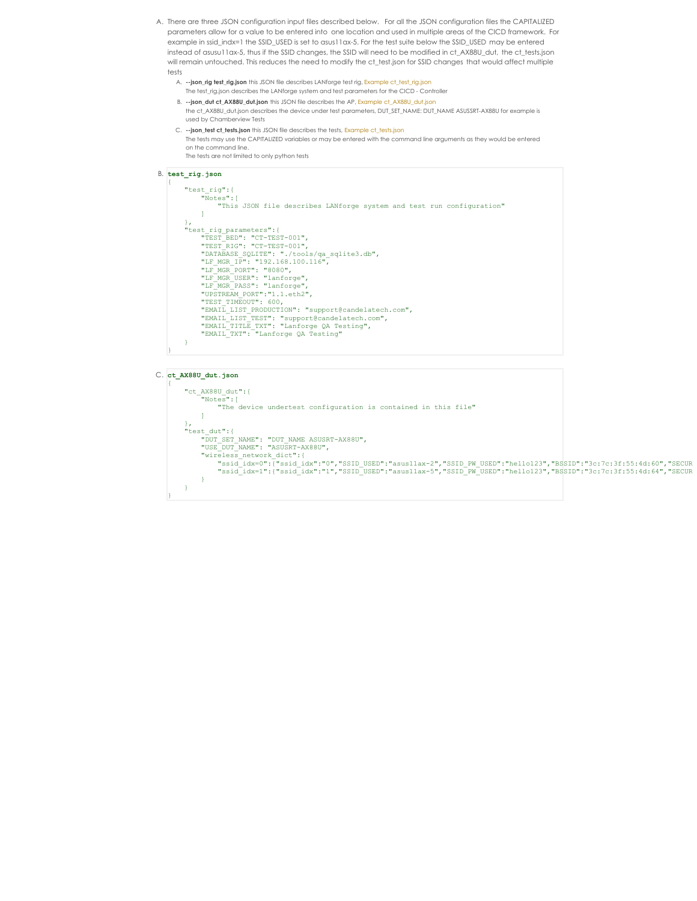A. There are three JSON configuration input files described below. For all the JSON configuration files the CAPITALIZED parameters allow for a value to be entered into one location and used in multiple areas of the CICD framework. For example in ssid_indx=1 the SSID_USED is set to asus11ax-5. For the test suite below the SSID_USED may be entered instead of asusu11ax-5, thus if the SSID changes, the SSID will need to be modified in ct_AX88U_dut, the ct_tests.json will remain untouched. This reduces the need to modify the ct_test.json for SSID changes that would affect multiple tests

   A. **--json_rig test_rig.json** this JSON file describes LANforge test rig, Example ct_test_rig.json
      The test_rig.json describes the LANforge system and test parameters for the CICD - Controller

   B. **--json_dut ct_AX88U_dut.json** this JSON file describes the AP, Example ct_AX88U_dut.json
      the ct_AX88U_dut.json describes the device under test parameters, DUT_SET_NAME: DUT_NAME ASUSRT-AX88U for example is used by Chamberview Tests

   C. **--json_test ct_tests.json** this JSON file describes the tests, Example ct_tests.json
      The tests may use the CAPITALIZED variables or may be entered with the command line arguments as they would be entered on the command line.
      The tests are not limited to only python tests

B. **test_rig.json**

```
{
    "test_rig":{
        "Notes":[
            "This JSON file describes LANforge system and test run configuration"
        ]
    },
    "test_rig_parameters":{
        "TEST_BED": "CT-TEST-001",
        "TEST_RIG": "CT-TEST-001",
        "DATABASE_SQLITE": "./tools/qa_sqlite3.db",
        "LF_MGR_IP": "192.168.100.116",
        "LF_MGR_PORT": "8080",
        "LF_MGR_USER": "lanforge",
        "LF_MGR_PASS": "lanforge",
        "UPSTREAM_PORT":"1.1.eth2",
        "TEST_TIMEOUT": 600,
        "EMAIL_LIST_PRODUCTION": "support@candelatech.com",
        "EMAIL_LIST_TEST": "support@candelatech.com",
        "EMAIL_TITLE_TXT": "Lanforge QA Testing",
        "EMAIL_TXT": "Lanforge QA Testing"
    }
}
```

C. **ct_AX88U_dut.json**

```
{
    "ct_AX88U_dut":{
        "Notes":[
            "The device undertest configuration is contained in this file"
        ]
    },
    "test_dut":{
        "DUT_SET_NAME": "DUT_NAME ASUSRT-AX88U",
        "USE_DUT_NAME": "ASUSRT-AX88U",
        "wireless_network_dict":{
            "ssid_idx=0":{"ssid_idx":"0","SSID_USED":"asus11ax-2","SSID_PW_USED":"hello123","BSSID":"3c:7c:3f:55:4d:60","SECUR
            "ssid_idx=1":{"ssid_idx":"1","SSID_USED":"asus11ax-5","SSID_PW_USED":"hello123","BSSID":"3c:7c:3f:55:4d:64","SECUR
        }
    }
}
```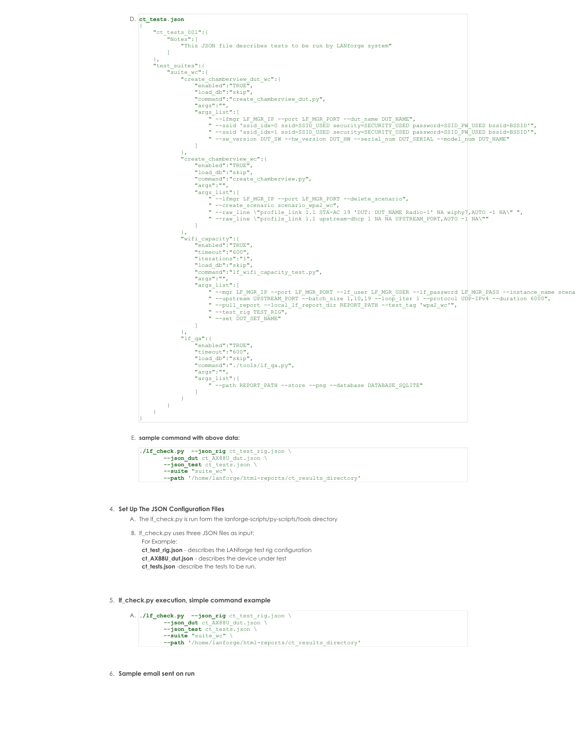D. **ct_tests.json**

```
{
    "ct_tests_001":{
        "Notes":[
            "This JSON file describes tests to be run by LANforge system"
        ]
    },
    "test_suites":{
        "suite_wc":{
            "create_chamberview_dut_wc":{
                "enabled":"TRUE",
                "load_db":"skip",
                "command":"create_chamberview_dut.py",
                "args":"",
                "args_list":[
                    " --lfmgr LF_MGR_IP --port LF_MGR_PORT --dut_name DUT_NAME",
                    " --ssid 'ssid_idx=0 ssid=SSID_USED security=SECURITY_USED password=SSID_PW_USED bssid=BSSID'",
                    " --ssid 'ssid_idx=1 ssid=SSID_USED security=SECURITY_USED password=SSID_PW_USED bssid=BSSID'",
                    " --sw_version DUT_SW --hw_version DUT_HW --serial_num DUT_SERIAL --model_num DUT_NAME"
                ]
            },
            "create_chamberview_wc":{
                "enabled":"TRUE",
                "load_db":"skip",
                "command":"create_chamberview.py",
                "args":"",
                "args_list":[
                    " --lfmgr LF_MGR_IP --port LF_MGR_PORT --delete_scenario",
                    " --create_scenario scenario_wpa2_wc",
                    " --raw_line \"profile_link 1.1 STA-AC 19 'DUT: DUT_NAME Radio-1' NA wiphy7,AUTO -1 NA\" ",
                    " --raw_line \"profile_link 1.1 upstream-dhcp 1 NA NA UPSTREAM_PORT,AUTO -1 NA\""
                ]
            },
            "wifi_capacity":{
                "enabled":"TRUE",
                "timeout":"600",
                "iterations":"1",
                "load_db":"skip",
                "command":"lf_wifi_capacity_test.py",
                "args":"",
                "args_list":[
                    " --mgr LF_MGR_IP --port LF_MGR_PORT --lf_user LF_MGR_USER --lf_password LF_MGR_PASS --instance_name scena
                    " --upstream UPSTREAM_PORT --batch_size 1,10,19 --loop_iter 1 --protocol UDP-IPv4 --duration 6000",
                    " --pull_report --local_lf_report_dir REPORT_PATH --test_tag 'wpa2_wc'",
                    " --test_rig TEST_RIG",
                    " --set DUT_SET_NAME"
                ]
            },
            "lf_qa":{
                "enabled":"TRUE",
                "timeout":"600",
                "load_db":"skip",
                "command":"./tools/lf_qa.py",
                "args":"",
                "args_list":[
                    " --path REPORT_PATH --store --png --database DATABASE_SQLITE"
                ]
            }
        }
    }
}
```

E. **sample command with above data:**

```
./lf_check.py  --json_rig ct_test_rig.json \
        --json_dut ct_AX88U_dut.json \
        --json_test ct_tests.json \
        --suite "suite_wc" \
        --path '/home/lanforge/html-reports/ct_results_directory'
```

4. **Set Up The JSON Configuration Files**
   A. The lf_check.py is run form the lanforge-scripts/py-scripts/tools directory

   B. lf_check.py uses three JSON files as input:
   For Example:
   **ct_test_rig.json** - describes the LANforge test rig configuration
   **ct_AX88U_dut.json** - describes the device under test
   **ct_tests.json** -describe the tests to be run.

5. **lf_check.py execution, simple command example**
   A.

```
./lf_check.py  --json_rig ct_test_rig.json \
        --json_dut ct_AX88U_dut.json \
        --json_test ct_tests.json \
        --suite "suite_wc" \
        --path '/home/lanforge/html-reports/ct_results_directory'
```

6. **Sample email sent on run**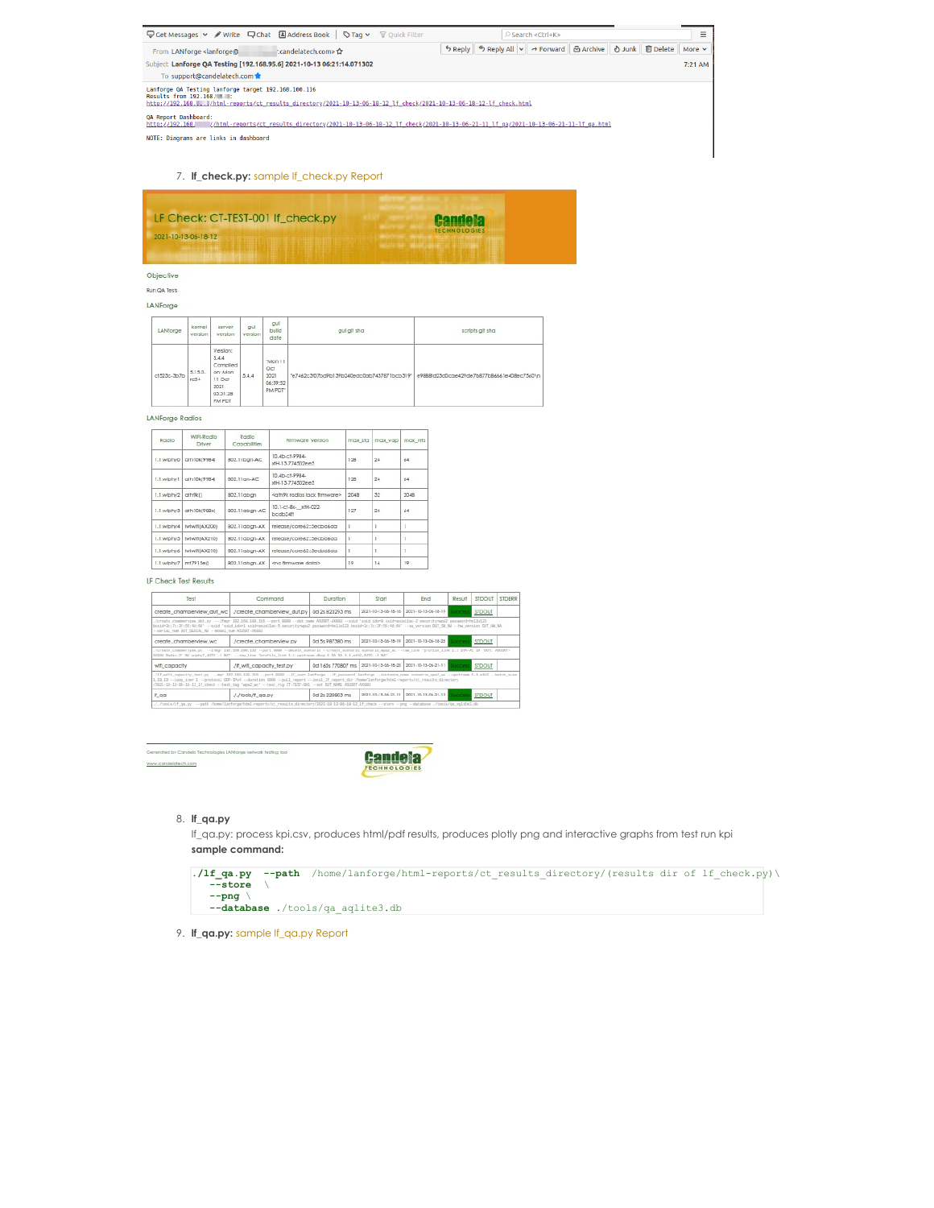From LANforge <lanforge@ :candelatech.com>

Subject Lanforge QA Testing [192.168.95.6] 2021-10-13 06:21:14.071302

To support@candelatech.com

7:21 AM

```
Lanforge QA Testing lanforge target 192.168.100.116
Results from 192.168.
http://192.168. /html-reports/ct_results_directory/2021-10-13-06-18-12_lf_check/2021-10-13-06-18-12-lf_check.html

QA Report Dashboard:
http://192.168. /html-reports/ct_results_directory/2021-10-13-06-18-12_lf_check/2021-10-13-06-21-11_lf_qa/2021-10-13-06-21-11-lf_qa.html

NOTE: Diagrams are links in dashboard
```

7. **lf_check.py:** sample lf_check.py Report

LF Check: CT-TEST-001 lf_check.py

2021-10-13-06-18-12

Objective

Run QA Tests

LANforge

| LANforge | kernel version | server version | gui version | gui build date | gui git sha | scripts git sha |
| --- | --- | --- | --- | --- | --- | --- |
| ct523c-3b7b | 5.15.0-rc5+ | Version: 5.4.4 Compiled on: Mon 11 Oct 2021 03:31:28 PM PDT | 5.4.4 | "Mon 11 Oct 2021 04:39:52 PM PDT" | "e7462c3f07bd9b139b240edc0ab7437871bcb319" | e9888d23d0cae42fde7b877b8666 1e408ec7560\n |

LANForge Radios

| Radio | WiFi-Radio Driver | Radio Capabilities | Firmware Version | max_sta | max_vap | max_vifs |
| --- | --- | --- | --- | --- | --- | --- |
| 1.1.wiphy0 | ath10k(9984) | 802.11bgn-AC | 10.4b-ct-9984-xtH-13.774502ee5 | 128 | 24 | 64 |
| 1.1.wiphy1 | ath10k(9984) | 802.11an-AC | 10.4b-ct-9984-xtH-13.774502ee5 | 128 | 24 | 64 |
| 1.1.wiphy2 | ath9k() | 802.11abgn | <ath9k radios lack firmware> | 2048 | 32 | 2048 |
| 1.1.wiphy3 | ath10k(988x) | 802.11abgn-AC | 10.1-ct-8x-__xtH-022-bcdb24f1 | 127 | 24 | 64 |
| 1.1.wiphy4 | iwlwifi(AX200) | 802.11abgn-AX | release/core62::3ecb66da | 1 | 1 | 1 |
| 1.1.wiphy5 | iwlwifi(AX210) | 802.11abgn-AX | release/core62::3ecb66da | 1 | 1 | 1 |
| 1.1.wiphy6 | iwlwifi(AX210) | 802.11abgn-AX | release/core62::3ecb66da | 1 | 1 | 1 |
| 1.1.wiphy7 | mt7915e() | 802.11abgn-AX | <no firmware data> | 19 | 16 | 19 |

LF Check Test Results

| Test | Command | Duration | Start | End | Result | STDOUT | STDERR |
| --- | --- | --- | --- | --- | --- | --- | --- |
| create_chamberview_dut_wc | ./create_chamberview_dut.py | 0d 2s 825293 ms | 2021-10-13-06-18-16 | 2021-10-13-06-18-19 | Success | STDOUT | |
| create_chamberview_wc | ./create_chamberview.py | 0d 5s 987380 ms | 2021-10-13-06-18-19 | 2021-10-13-06-18-25 | Success | STDOUT | |
| wifi_capacity | ./lf_wifi_capacity_test.py | 0d 163s 170807 ms | 2021-10-13-06-18-25 | 2021-10-13-06-21-11 | Success | STDOUT | |
| lf_qa | ./tools/lf_qa.py | 0d 2s 220803 ms | 2021-10-13-06-21-11 | 2021-10-13-06-21-13 | Success | STDOUT | |

Generated by Candela Technologies LANforge network testing tool

www.candelatech.com

8. **lf_qa.py**

   lf_qa.py: process kpi.csv, produces html/pdf results, produces plotly png and interactive graphs from test run kpi

   **sample command:**

```
./lf_qa.py  --path  /home/lanforge/html-reports/ct_results_directory/(results dir of lf_check.py)\
    --store  \
    --png \
    --database ./tools/qa_aqlite3.db
```

9. **lf_qa.py:** sample lf_qa.py Report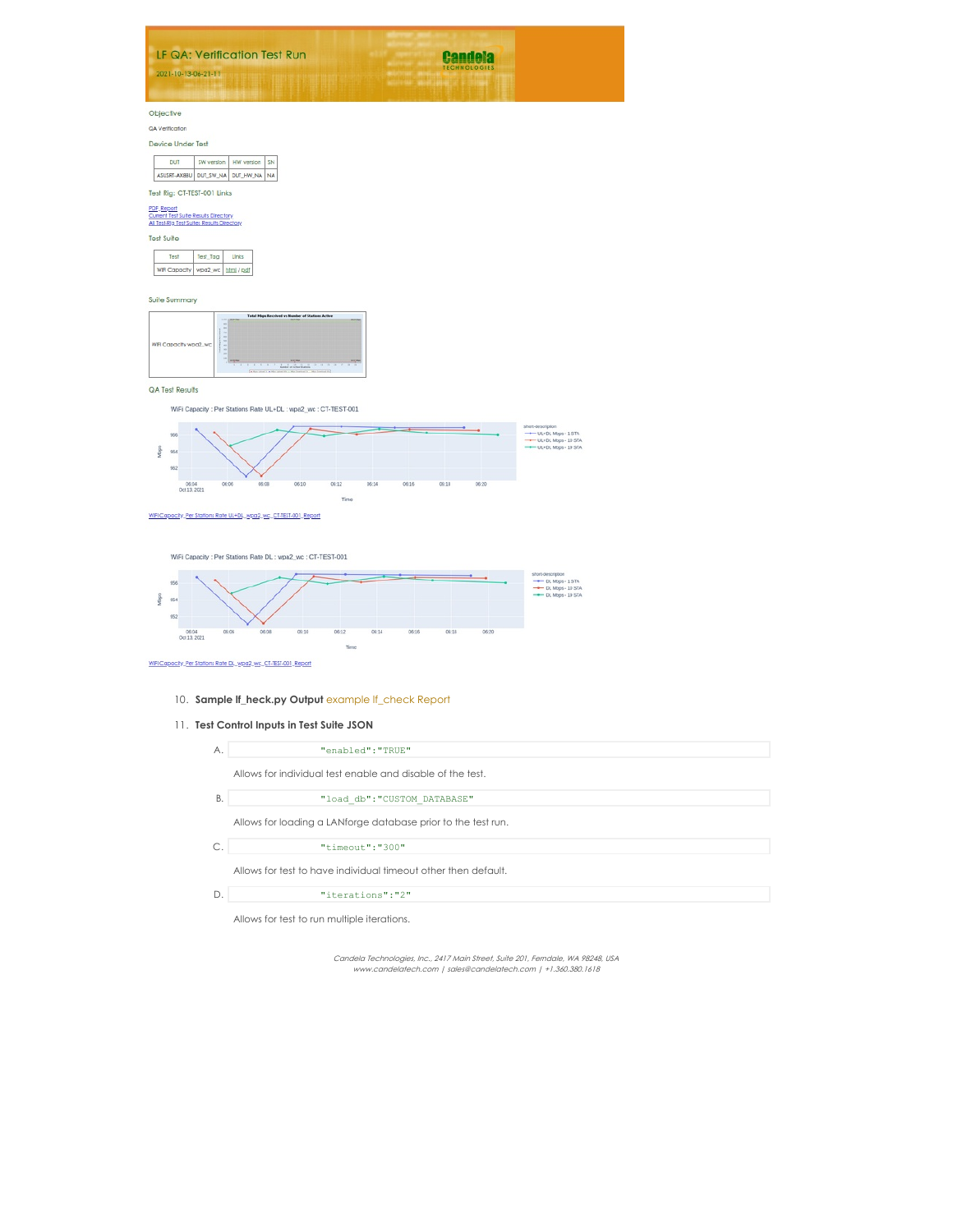LF QA: Verification Test Run

2021-10-13-06-21-11

Objective

QA Verification

Device Under Test

| DUT | SW version | HW version | SN |
|---|---|---|---|
| ASUSRT-AX88U | DUT_SW_NA | DUT_HW_NA | NA |

Test Rig: CT-TEST-001 Links

PDF Report
Current Test Suite Results Directory
All Test-Rig Test Suites Results Directory

Test Suite

| Test | Test_Tag | Links |
|---|---|---|
| WiFi Capacity | wpa2_wc | html / pdf |

Suite Summary

| | |
|---|---|
| WiFi Capacity wpa2_wc | Total Mbps Received vs Number of Stations Active |

QA Test Results

WiFi Capacity : Per Stations Rate UL+DL : wpa2_wc : CT-TEST-001

short-description
UL+DL Mbps - 1 STA
UL+DL Mbps - 19 STA
UL+DL Mbps - 19 STA

Mbps

Time

WiFiCapacity_Per Stations Rate UL+DL_wpa2_wc_CT-TEST-001_Report

WiFi Capacity : Per Stations Rate DL : wpa2_wc : CT-TEST-001

short-description
DL Mbps - 1 STA
DL Mbps - 19 STA
DL Mbps - 19 STA

Mbps

Time

WiFiCapacity_Per Stations Rate DL_wpa2_wc_CT-TEST-001_Report

10. **Sample lf_check.py Output** example lf_check Report

11. **Test Control Inputs in Test Suite JSON**

A.
```
"enabled":"TRUE"
```
Allows for individual test enable and disable of the test.

B.
```
"load_db":"CUSTOM_DATABASE"
```
Allows for loading a LANforge database prior to the test run.

C.
```
"timeout":"300"
```
Allows for test to have individual timeout other then default.

D.
```
"iterations":"2"
```
Allows for test to run multiple iterations.

*Candela Technologies, Inc., 2417 Main Street, Suite 201, Ferndale, WA 98248, USA*
*www.candelatech.com | sales@candelatech.com | +1.360.380.1618*